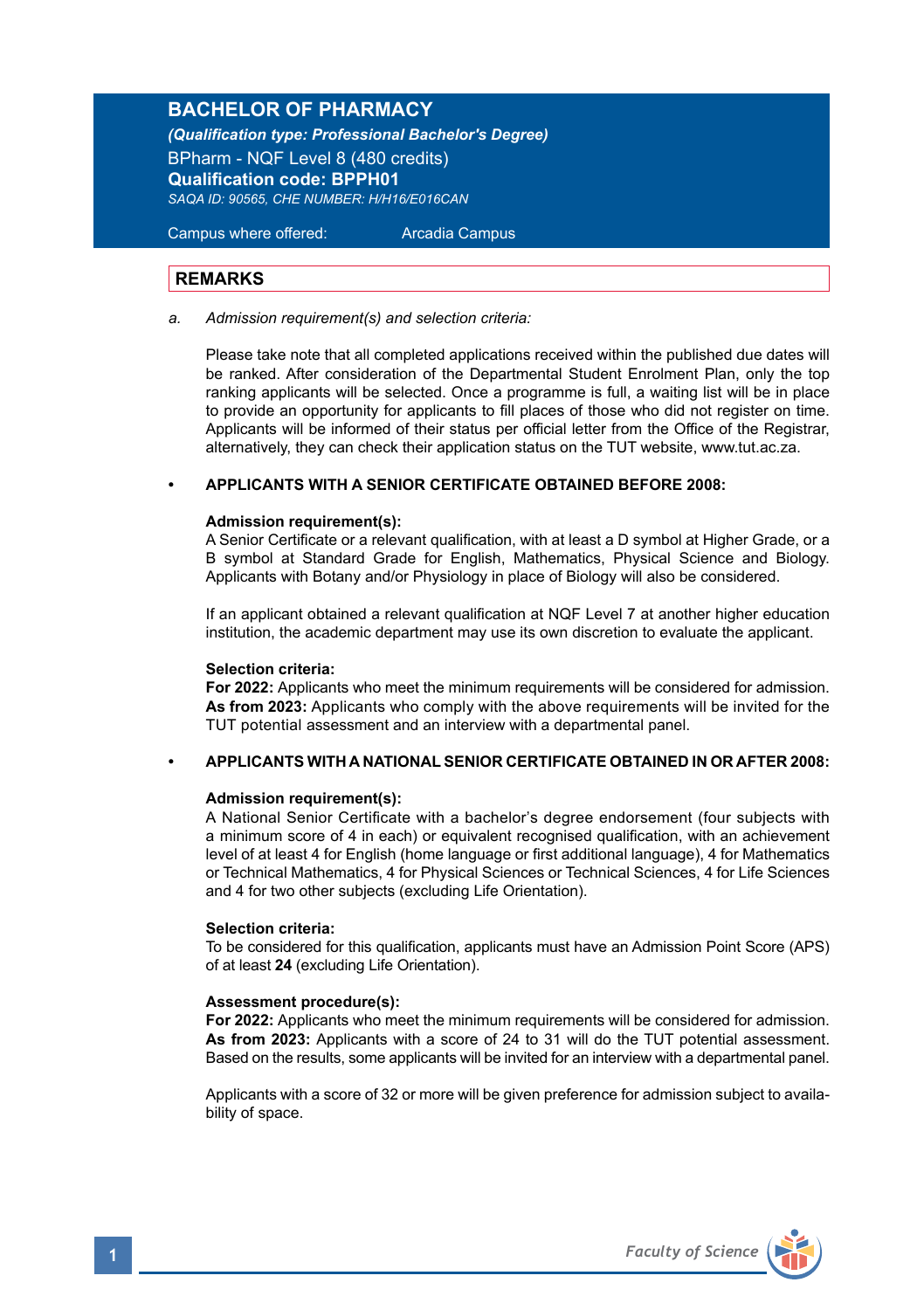# BACHELOR OF PHARMACY

***(Qualification type: Professional Bachelor's Degree)***

BPharm - NQF Level 8 (480 credits)

**Qualification code: BPPH01**

*SAQA ID: 90565, CHE NUMBER: H/H16/E016CAN*

Campus where offered: Arcadia Campus

## REMARKS

a. *Admission requirement(s) and selection criteria:*

Please take note that all completed applications received within the published due dates will be ranked. After consideration of the Departmental Student Enrolment Plan, only the top ranking applicants will be selected. Once a programme is full, a waiting list will be in place to provide an opportunity for applicants to fill places of those who did not register on time. Applicants will be informed of their status per official letter from the Office of the Registrar, alternatively, they can check their application status on the TUT website, www.tut.ac.za.

- **APPLICANTS WITH A SENIOR CERTIFICATE OBTAINED BEFORE 2008:**

**Admission requirement(s):**
A Senior Certificate or a relevant qualification, with at least a D symbol at Higher Grade, or a B symbol at Standard Grade for English, Mathematics, Physical Science and Biology. Applicants with Botany and/or Physiology in place of Biology will also be considered.

If an applicant obtained a relevant qualification at NQF Level 7 at another higher education institution, the academic department may use its own discretion to evaluate the applicant.

**Selection criteria:**
**For 2022:** Applicants who meet the minimum requirements will be considered for admission.
**As from 2023:** Applicants who comply with the above requirements will be invited for the TUT potential assessment and an interview with a departmental panel.

- **APPLICANTS WITH A NATIONAL SENIOR CERTIFICATE OBTAINED IN OR AFTER 2008:**

**Admission requirement(s):**
A National Senior Certificate with a bachelor's degree endorsement (four subjects with a minimum score of 4 in each) or equivalent recognised qualification, with an achievement level of at least 4 for English (home language or first additional language), 4 for Mathematics or Technical Mathematics, 4 for Physical Sciences or Technical Sciences, 4 for Life Sciences and 4 for two other subjects (excluding Life Orientation).

**Selection criteria:**
To be considered for this qualification, applicants must have an Admission Point Score (APS) of at least **24** (excluding Life Orientation).

**Assessment procedure(s):**
**For 2022:** Applicants who meet the minimum requirements will be considered for admission.
**As from 2023:** Applicants with a score of 24 to 31 will do the TUT potential assessment. Based on the results, some applicants will be invited for an interview with a departmental panel.

Applicants with a score of 32 or more will be given preference for admission subject to availability of space.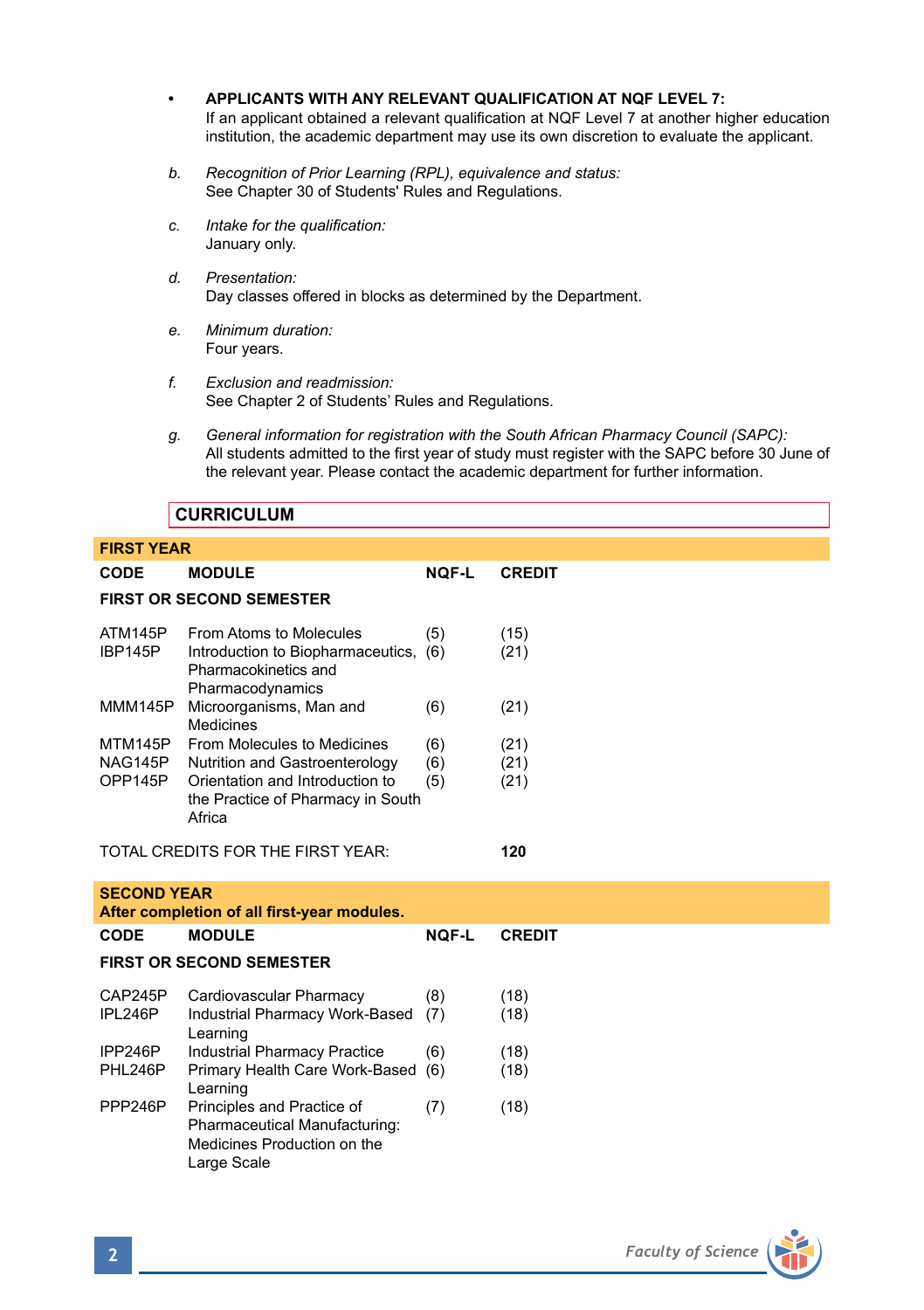- **APPLICANTS WITH ANY RELEVANT QUALIFICATION AT NQF LEVEL 7:**
  If an applicant obtained a relevant qualification at NQF Level 7 at another higher education institution, the academic department may use its own discretion to evaluate the applicant.

*b. Recognition of Prior Learning (RPL), equivalence and status:*
See Chapter 30 of Students' Rules and Regulations.

*c. Intake for the qualification:*
January only.

*d. Presentation:*
Day classes offered in blocks as determined by the Department.

*e. Minimum duration:*
Four years.

*f. Exclusion and readmission:*
See Chapter 2 of Students' Rules and Regulations.

*g. General information for registration with the South African Pharmacy Council (SAPC):*
All students admitted to the first year of study must register with the SAPC before 30 June of the relevant year. Please contact the academic department for further information.

## CURRICULUM

### FIRST YEAR

| CODE | MODULE | NQF-L | CREDIT |
|---|---|---|---|
| **FIRST OR SECOND SEMESTER** | | | |
| ATM145P | From Atoms to Molecules | (5) | (15) |
| IBP145P | Introduction to Biopharmaceutics, Pharmacokinetics and Pharmacodynamics | (6) | (21) |
| MMM145P | Microorganisms, Man and Medicines | (6) | (21) |
| MTM145P | From Molecules to Medicines | (6) | (21) |
| NAG145P | Nutrition and Gastroenterology | (6) | (21) |
| OPP145P | Orientation and Introduction to the Practice of Pharmacy in South Africa | (5) | (21) |
| TOTAL CREDITS FOR THE FIRST YEAR: | | | **120** |

### SECOND YEAR
**After completion of all first-year modules.**

| CODE | MODULE | NQF-L | CREDIT |
|---|---|---|---|
| **FIRST OR SECOND SEMESTER** | | | |
| CAP245P | Cardiovascular Pharmacy | (8) | (18) |
| IPL246P | Industrial Pharmacy Work-Based Learning | (7) | (18) |
| IPP246P | Industrial Pharmacy Practice | (6) | (18) |
| PHL246P | Primary Health Care Work-Based Learning | (6) | (18) |
| PPP246P | Principles and Practice of Pharmaceutical Manufacturing: Medicines Production on the Large Scale | (7) | (18) |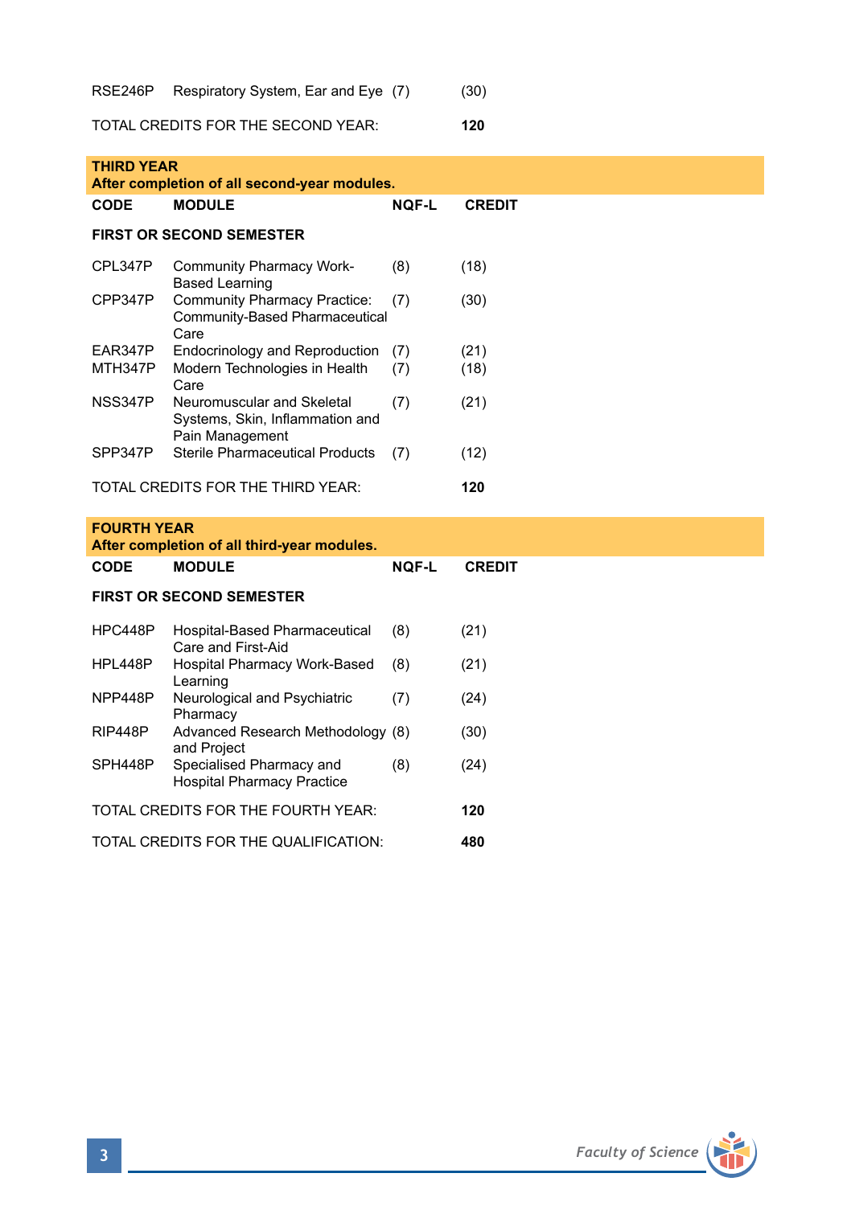| CODE | MODULE | NQF-L | CREDIT |
|---|---|---|---|
| RSE246P | Respiratory System, Ear and Eye | (7) | (30) |

TOTAL CREDITS FOR THE SECOND YEAR: **120**

## THIRD YEAR

**After completion of all second-year modules.**

| CODE | MODULE | NQF-L | CREDIT |
|---|---|---|---|
| **FIRST OR SECOND SEMESTER** | | | |
| CPL347P | Community Pharmacy Work-Based Learning | (8) | (18) |
| CPP347P | Community Pharmacy Practice: Community-Based Pharmaceutical Care | (7) | (30) |
| EAR347P | Endocrinology and Reproduction | (7) | (21) |
| MTH347P | Modern Technologies in Health Care | (7) | (18) |
| NSS347P | Neuromuscular and Skeletal Systems, Skin, Inflammation and Pain Management | (7) | (21) |
| SPP347P | Sterile Pharmaceutical Products | (7) | (12) |

TOTAL CREDITS FOR THE THIRD YEAR: **120**

## FOURTH YEAR

**After completion of all third-year modules.**

| CODE | MODULE | NQF-L | CREDIT |
|---|---|---|---|
| **FIRST OR SECOND SEMESTER** | | | |
| HPC448P | Hospital-Based Pharmaceutical Care and First-Aid | (8) | (21) |
| HPL448P | Hospital Pharmacy Work-Based Learning | (8) | (21) |
| NPP448P | Neurological and Psychiatric Pharmacy | (7) | (24) |
| RIP448P | Advanced Research Methodology and Project | (8) | (30) |
| SPH448P | Specialised Pharmacy and Hospital Pharmacy Practice | (8) | (24) |

TOTAL CREDITS FOR THE FOURTH YEAR: **120**

TOTAL CREDITS FOR THE QUALIFICATION: **480**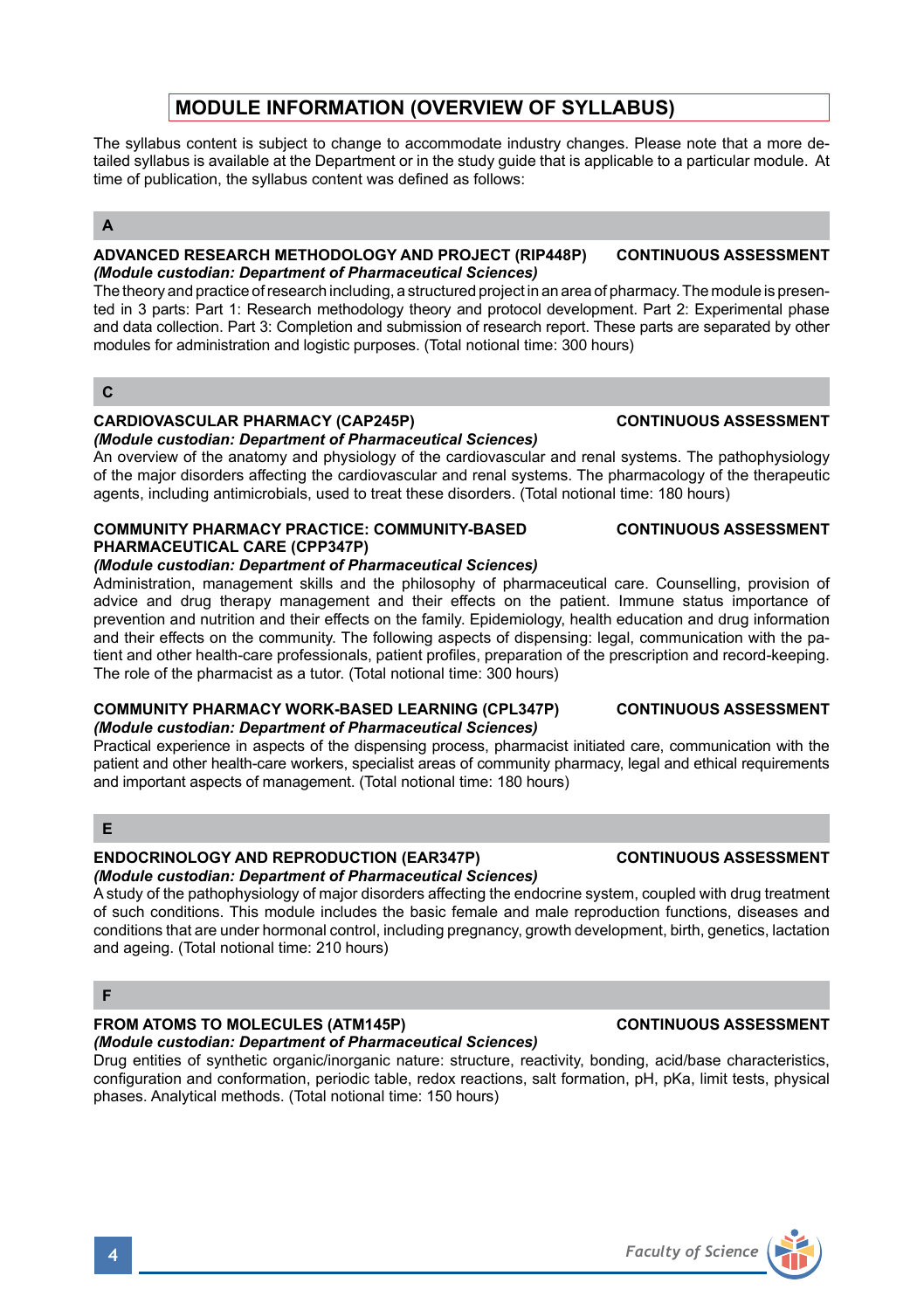# MODULE INFORMATION (OVERVIEW OF SYLLABUS)

The syllabus content is subject to change to accommodate industry changes. Please note that a more detailed syllabus is available at the Department or in the study guide that is applicable to a particular module. At time of publication, the syllabus content was defined as follows:

## A

### ADVANCED RESEARCH METHODOLOGY AND PROJECT (RIP448P) — CONTINUOUS ASSESSMENT

*(Module custodian: Department of Pharmaceutical Sciences)*

The theory and practice of research including, a structured project in an area of pharmacy. The module is presented in 3 parts: Part 1: Research methodology theory and protocol development. Part 2: Experimental phase and data collection. Part 3: Completion and submission of research report. These parts are separated by other modules for administration and logistic purposes. (Total notional time: 300 hours)

## C

### CARDIOVASCULAR PHARMACY (CAP245P) — CONTINUOUS ASSESSMENT

*(Module custodian: Department of Pharmaceutical Sciences)*

An overview of the anatomy and physiology of the cardiovascular and renal systems. The pathophysiology of the major disorders affecting the cardiovascular and renal systems. The pharmacology of the therapeutic agents, including antimicrobials, used to treat these disorders. (Total notional time: 180 hours)

### COMMUNITY PHARMACY PRACTICE: COMMUNITY-BASED PHARMACEUTICAL CARE (CPP347P) — CONTINUOUS ASSESSMENT

*(Module custodian: Department of Pharmaceutical Sciences)*

Administration, management skills and the philosophy of pharmaceutical care. Counselling, provision of advice and drug therapy management and their effects on the patient. Immune status importance of prevention and nutrition and their effects on the family. Epidemiology, health education and drug information and their effects on the community. The following aspects of dispensing: legal, communication with the patient and other health-care professionals, patient profiles, preparation of the prescription and record-keeping. The role of the pharmacist as a tutor. (Total notional time: 300 hours)

### COMMUNITY PHARMACY WORK-BASED LEARNING (CPL347P) — CONTINUOUS ASSESSMENT

*(Module custodian: Department of Pharmaceutical Sciences)*

Practical experience in aspects of the dispensing process, pharmacist initiated care, communication with the patient and other health-care workers, specialist areas of community pharmacy, legal and ethical requirements and important aspects of management. (Total notional time: 180 hours)

## E

### ENDOCRINOLOGY AND REPRODUCTION (EAR347P) — CONTINUOUS ASSESSMENT

*(Module custodian: Department of Pharmaceutical Sciences)*

A study of the pathophysiology of major disorders affecting the endocrine system, coupled with drug treatment of such conditions. This module includes the basic female and male reproduction functions, diseases and conditions that are under hormonal control, including pregnancy, growth development, birth, genetics, lactation and ageing. (Total notional time: 210 hours)

## F

### FROM ATOMS TO MOLECULES (ATM145P) — CONTINUOUS ASSESSMENT

*(Module custodian: Department of Pharmaceutical Sciences)*

Drug entities of synthetic organic/inorganic nature: structure, reactivity, bonding, acid/base characteristics, configuration and conformation, periodic table, redox reactions, salt formation, pH, pKa, limit tests, physical phases. Analytical methods. (Total notional time: 150 hours)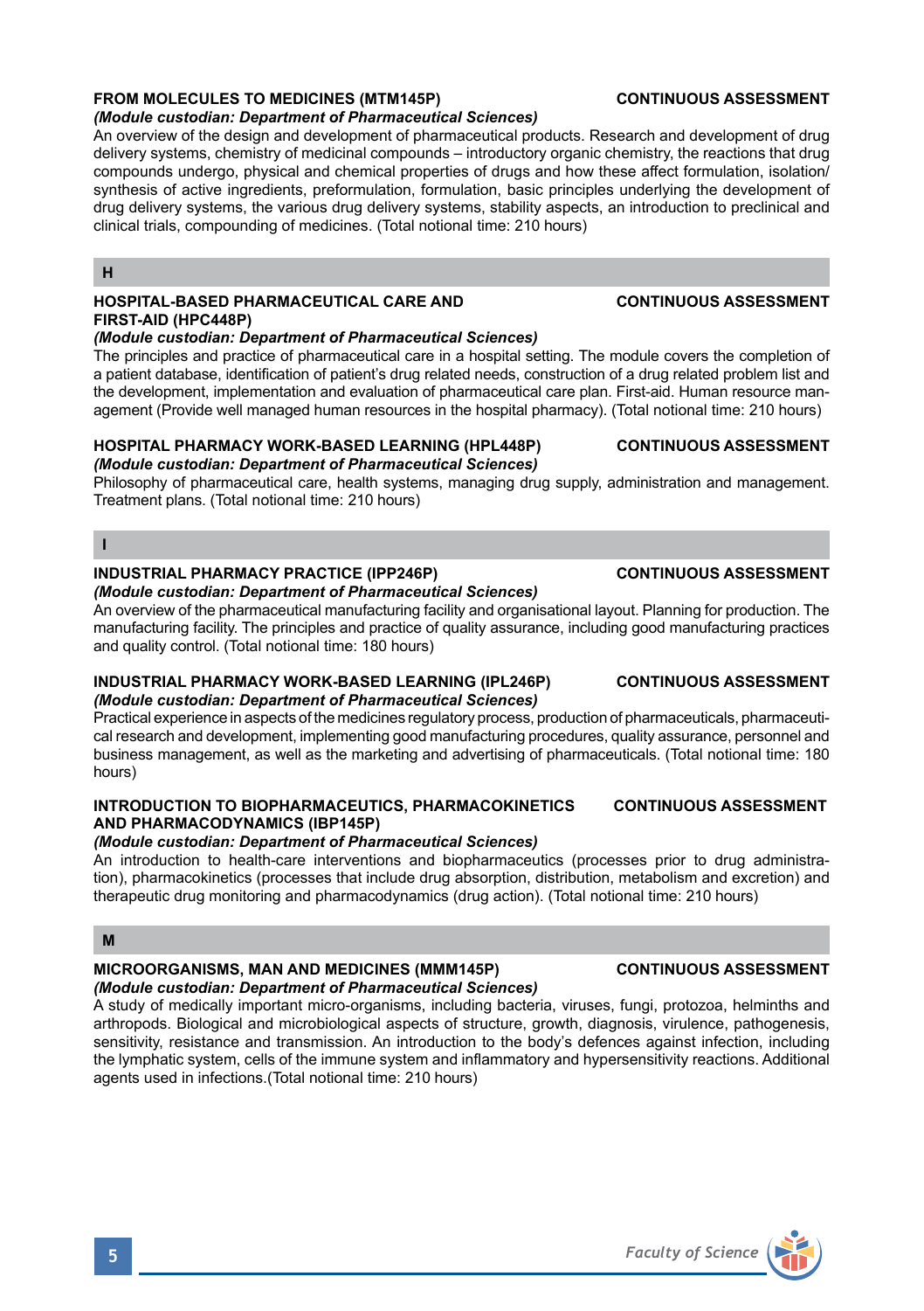**FROM MOLECULES TO MEDICINES (MTM145P)** **CONTINUOUS ASSESSMENT**

*(Module custodian: Department of Pharmaceutical Sciences)*

An overview of the design and development of pharmaceutical products. Research and development of drug delivery systems, chemistry of medicinal compounds – introductory organic chemistry, the reactions that drug compounds undergo, physical and chemical properties of drugs and how these affect formulation, isolation/synthesis of active ingredients, preformulation, formulation, basic principles underlying the development of drug delivery systems, the various drug delivery systems, stability aspects, an introduction to preclinical and clinical trials, compounding of medicines. (Total notional time: 210 hours)

## H

**HOSPITAL-BASED PHARMACEUTICAL CARE AND FIRST-AID (HPC448P)** **CONTINUOUS ASSESSMENT**

*(Module custodian: Department of Pharmaceutical Sciences)*

The principles and practice of pharmaceutical care in a hospital setting. The module covers the completion of a patient database, identification of patient's drug related needs, construction of a drug related problem list and the development, implementation and evaluation of pharmaceutical care plan. First-aid. Human resource management (Provide well managed human resources in the hospital pharmacy). (Total notional time: 210 hours)

**HOSPITAL PHARMACY WORK-BASED LEARNING (HPL448P)** **CONTINUOUS ASSESSMENT**

*(Module custodian: Department of Pharmaceutical Sciences)*

Philosophy of pharmaceutical care, health systems, managing drug supply, administration and management. Treatment plans. (Total notional time: 210 hours)

## I

**INDUSTRIAL PHARMACY PRACTICE (IPP246P)** **CONTINUOUS ASSESSMENT**

*(Module custodian: Department of Pharmaceutical Sciences)*

An overview of the pharmaceutical manufacturing facility and organisational layout. Planning for production. The manufacturing facility. The principles and practice of quality assurance, including good manufacturing practices and quality control. (Total notional time: 180 hours)

**INDUSTRIAL PHARMACY WORK-BASED LEARNING (IPL246P)** **CONTINUOUS ASSESSMENT**

*(Module custodian: Department of Pharmaceutical Sciences)*

Practical experience in aspects of the medicines regulatory process, production of pharmaceuticals, pharmaceutical research and development, implementing good manufacturing procedures, quality assurance, personnel and business management, as well as the marketing and advertising of pharmaceuticals. (Total notional time: 180 hours)

**INTRODUCTION TO BIOPHARMACEUTICS, PHARMACOKINETICS AND PHARMACODYNAMICS (IBP145P)** **CONTINUOUS ASSESSMENT**

*(Module custodian: Department of Pharmaceutical Sciences)*

An introduction to health-care interventions and biopharmaceutics (processes prior to drug administration), pharmacokinetics (processes that include drug absorption, distribution, metabolism and excretion) and therapeutic drug monitoring and pharmacodynamics (drug action). (Total notional time: 210 hours)

## M

**MICROORGANISMS, MAN AND MEDICINES (MMM145P)** **CONTINUOUS ASSESSMENT**

*(Module custodian: Department of Pharmaceutical Sciences)*

A study of medically important micro-organisms, including bacteria, viruses, fungi, protozoa, helminths and arthropods. Biological and microbiological aspects of structure, growth, diagnosis, virulence, pathogenesis, sensitivity, resistance and transmission. An introduction to the body's defences against infection, including the lymphatic system, cells of the immune system and inflammatory and hypersensitivity reactions. Additional agents used in infections.(Total notional time: 210 hours)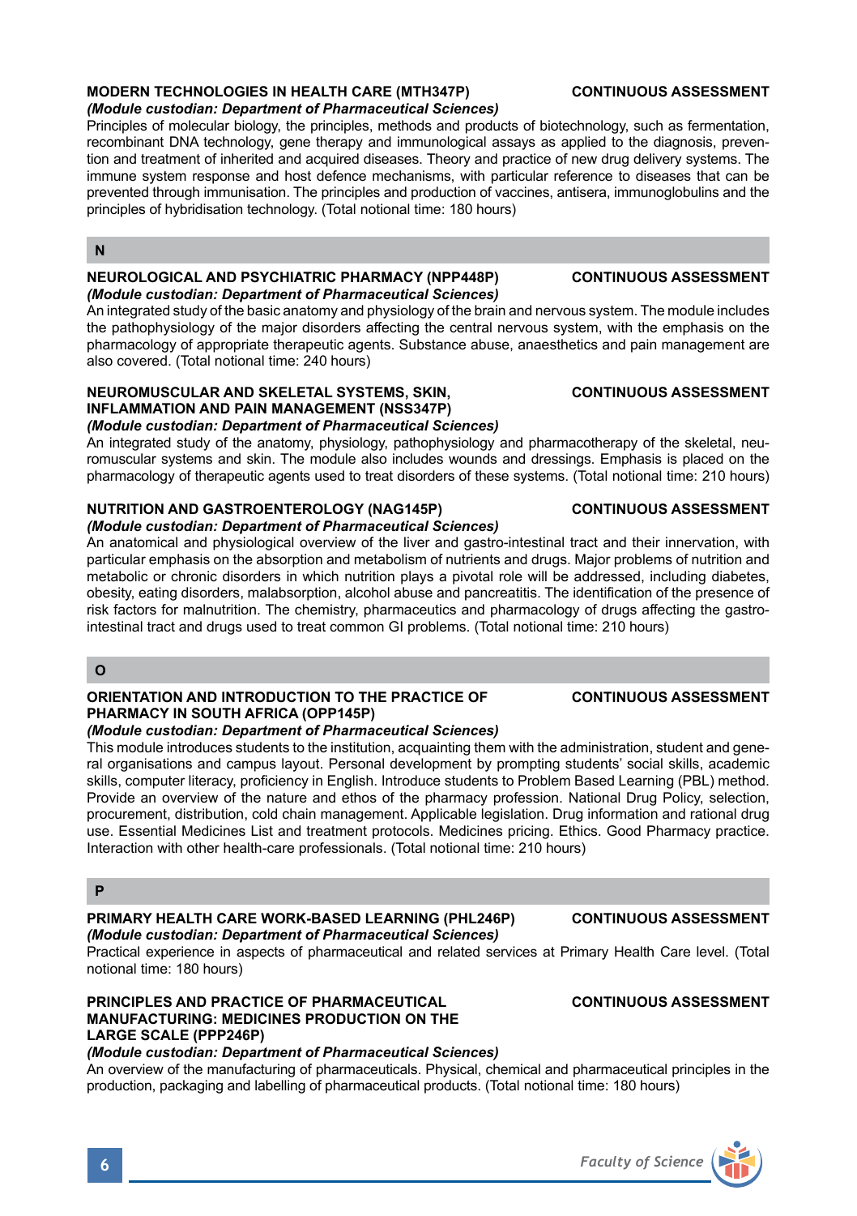### MODERN TECHNOLOGIES IN HEALTH CARE (MTH347P) — CONTINUOUS ASSESSMENT

*(Module custodian: Department of Pharmaceutical Sciences)*

Principles of molecular biology, the principles, methods and products of biotechnology, such as fermentation, recombinant DNA technology, gene therapy and immunological assays as applied to the diagnosis, prevention and treatment of inherited and acquired diseases. Theory and practice of new drug delivery systems. The immune system response and host defence mechanisms, with particular reference to diseases that can be prevented through immunisation. The principles and production of vaccines, antisera, immunoglobulins and the principles of hybridisation technology. (Total notional time: 180 hours)

## N

### NEUROLOGICAL AND PSYCHIATRIC PHARMACY (NPP448P) — CONTINUOUS ASSESSMENT

*(Module custodian: Department of Pharmaceutical Sciences)*

An integrated study of the basic anatomy and physiology of the brain and nervous system. The module includes the pathophysiology of the major disorders affecting the central nervous system, with the emphasis on the pharmacology of appropriate therapeutic agents. Substance abuse, anaesthetics and pain management are also covered. (Total notional time: 240 hours)

### NEUROMUSCULAR AND SKELETAL SYSTEMS, SKIN, INFLAMMATION AND PAIN MANAGEMENT (NSS347P) — CONTINUOUS ASSESSMENT

*(Module custodian: Department of Pharmaceutical Sciences)*

An integrated study of the anatomy, physiology, pathophysiology and pharmacotherapy of the skeletal, neuromuscular systems and skin. The module also includes wounds and dressings. Emphasis is placed on the pharmacology of therapeutic agents used to treat disorders of these systems. (Total notional time: 210 hours)

### NUTRITION AND GASTROENTEROLOGY (NAG145P) — CONTINUOUS ASSESSMENT

*(Module custodian: Department of Pharmaceutical Sciences)*

An anatomical and physiological overview of the liver and gastro-intestinal tract and their innervation, with particular emphasis on the absorption and metabolism of nutrients and drugs. Major problems of nutrition and metabolic or chronic disorders in which nutrition plays a pivotal role will be addressed, including diabetes, obesity, eating disorders, malabsorption, alcohol abuse and pancreatitis. The identification of the presence of risk factors for malnutrition. The chemistry, pharmaceutics and pharmacology of drugs affecting the gastro-intestinal tract and drugs used to treat common GI problems. (Total notional time: 210 hours)

## O

### ORIENTATION AND INTRODUCTION TO THE PRACTICE OF PHARMACY IN SOUTH AFRICA (OPP145P) — CONTINUOUS ASSESSMENT

*(Module custodian: Department of Pharmaceutical Sciences)*

This module introduces students to the institution, acquainting them with the administration, student and general organisations and campus layout. Personal development by prompting students' social skills, academic skills, computer literacy, proficiency in English. Introduce students to Problem Based Learning (PBL) method. Provide an overview of the nature and ethos of the pharmacy profession. National Drug Policy, selection, procurement, distribution, cold chain management. Applicable legislation. Drug information and rational drug use. Essential Medicines List and treatment protocols. Medicines pricing. Ethics. Good Pharmacy practice. Interaction with other health-care professionals. (Total notional time: 210 hours)

## P

### PRIMARY HEALTH CARE WORK-BASED LEARNING (PHL246P) — CONTINUOUS ASSESSMENT

*(Module custodian: Department of Pharmaceutical Sciences)*

Practical experience in aspects of pharmaceutical and related services at Primary Health Care level. (Total notional time: 180 hours)

### PRINCIPLES AND PRACTICE OF PHARMACEUTICAL MANUFACTURING: MEDICINES PRODUCTION ON THE LARGE SCALE (PPP246P) — CONTINUOUS ASSESSMENT

*(Module custodian: Department of Pharmaceutical Sciences)*

An overview of the manufacturing of pharmaceuticals. Physical, chemical and pharmaceutical principles in the production, packaging and labelling of pharmaceutical products. (Total notional time: 180 hours)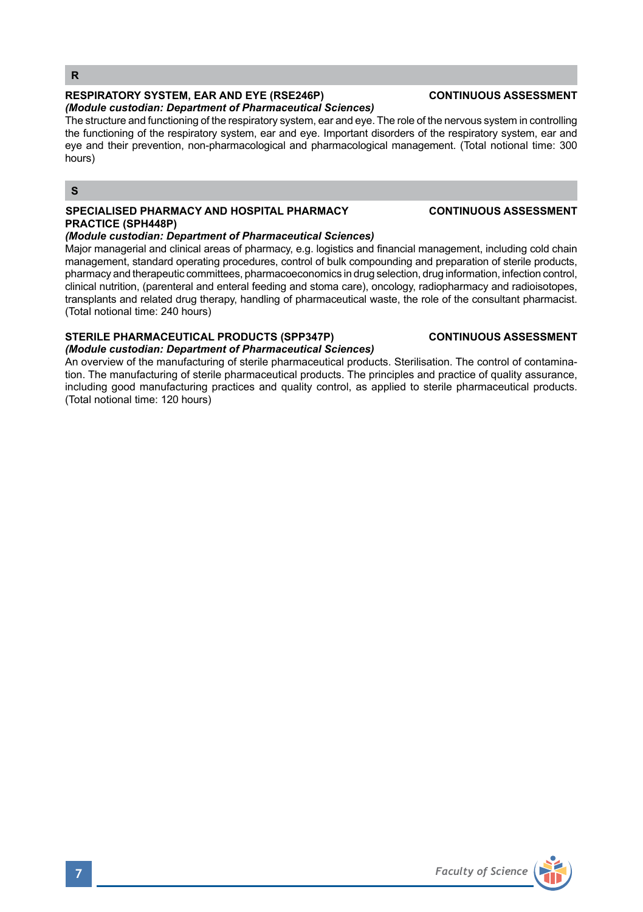## R

**RESPIRATORY SYSTEM, EAR AND EYE (RSE246P)** **CONTINUOUS ASSESSMENT**

***(Module custodian: Department of Pharmaceutical Sciences)***

The structure and functioning of the respiratory system, ear and eye. The role of the nervous system in controlling the functioning of the respiratory system, ear and eye. Important disorders of the respiratory system, ear and eye and their prevention, non-pharmacological and pharmacological management. (Total notional time: 300 hours)

## S

**SPECIALISED PHARMACY AND HOSPITAL PHARMACY PRACTICE (SPH448P)** **CONTINUOUS ASSESSMENT**

***(Module custodian: Department of Pharmaceutical Sciences)***

Major managerial and clinical areas of pharmacy, e.g. logistics and financial management, including cold chain management, standard operating procedures, control of bulk compounding and preparation of sterile products, pharmacy and therapeutic committees, pharmacoeconomics in drug selection, drug information, infection control, clinical nutrition, (parenteral and enteral feeding and stoma care), oncology, radiopharmacy and radioisotopes, transplants and related drug therapy, handling of pharmaceutical waste, the role of the consultant pharmacist. (Total notional time: 240 hours)

**STERILE PHARMACEUTICAL PRODUCTS (SPP347P)** **CONTINUOUS ASSESSMENT**

***(Module custodian: Department of Pharmaceutical Sciences)***

An overview of the manufacturing of sterile pharmaceutical products. Sterilisation. The control of contamination. The manufacturing of sterile pharmaceutical products. The principles and practice of quality assurance, including good manufacturing practices and quality control, as applied to sterile pharmaceutical products. (Total notional time: 120 hours)